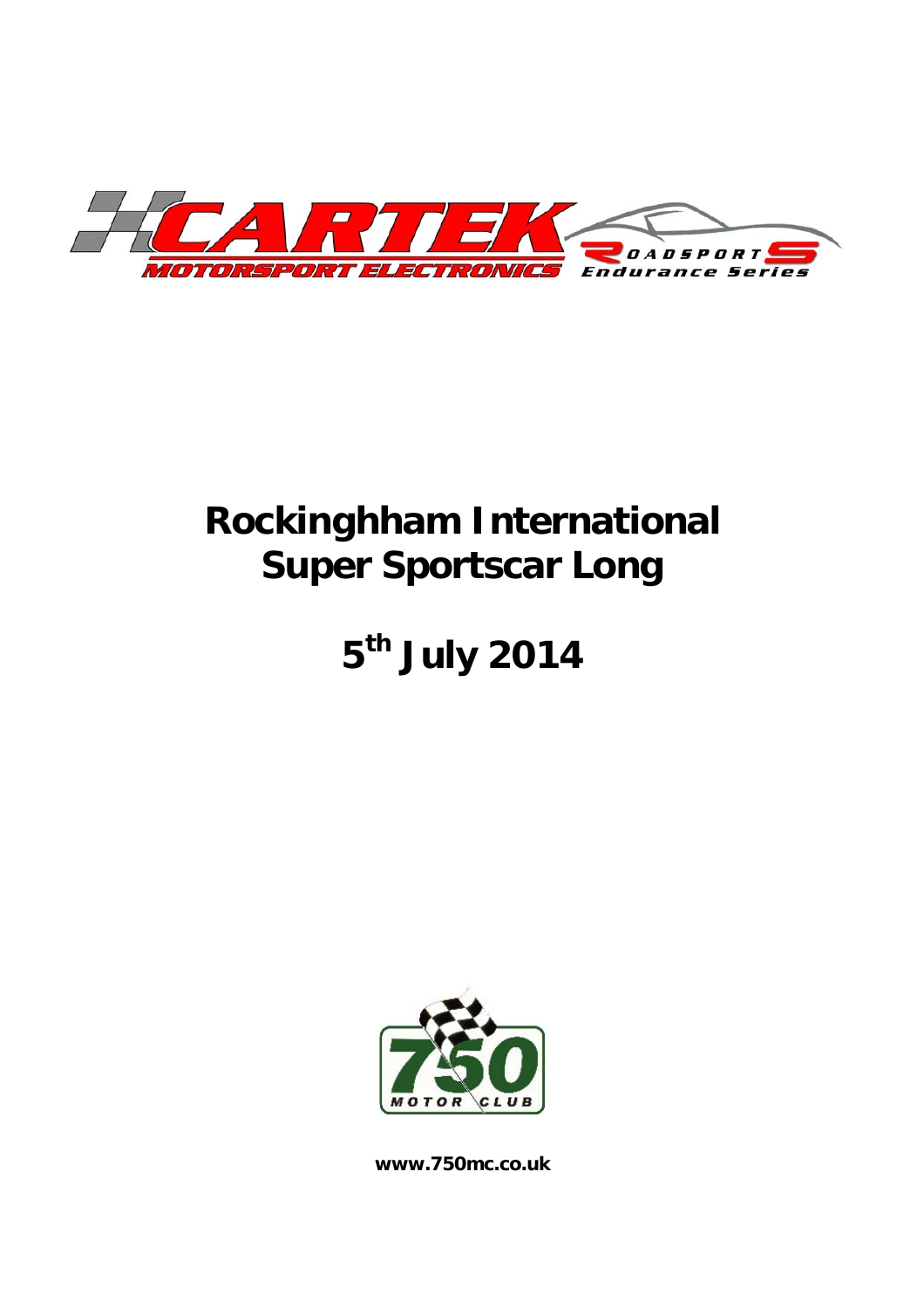CARTEK MOTORSPORT ELECTRONICS

ROADSPORTS Endurance Series

# Rockinghham International Super Sportscar Long

# 5th July 2014

750 MOTOR CLUB

**www.750mc.co.uk**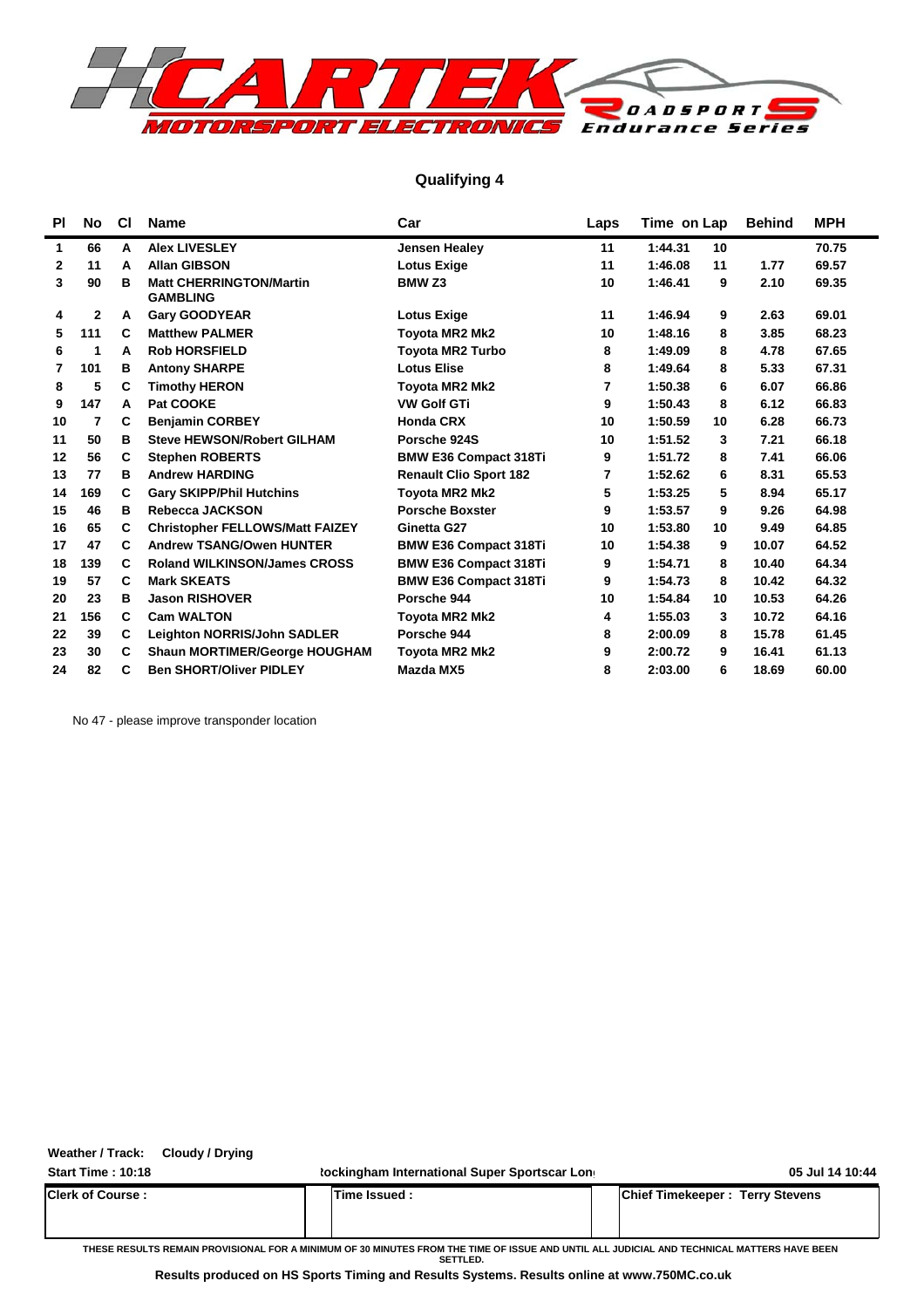## Qualifying 4

| Pl | No | Cl | Name | Car | Laps | Time | on Lap | Behind | MPH |
|---|---|---|---|---|---|---|---|---|---|
| 1 | 66 | A | Alex LIVESLEY | Jensen Healey | 11 | 1:44.31 | 10 | | 70.75 |
| 2 | 11 | A | Allan GIBSON | Lotus Exige | 11 | 1:46.08 | 11 | 1.77 | 69.57 |
| 3 | 90 | B | Matt CHERRINGTON/Martin GAMBLING | BMW Z3 | 10 | 1:46.41 | 9 | 2.10 | 69.35 |
| 4 | 2 | A | Gary GOODYEAR | Lotus Exige | 11 | 1:46.94 | 9 | 2.63 | 69.01 |
| 5 | 111 | C | Matthew PALMER | Toyota MR2 Mk2 | 10 | 1:48.16 | 8 | 3.85 | 68.23 |
| 6 | 1 | A | Rob HORSFIELD | Toyota MR2 Turbo | 8 | 1:49.09 | 8 | 4.78 | 67.65 |
| 7 | 101 | B | Antony SHARPE | Lotus Elise | 8 | 1:49.64 | 8 | 5.33 | 67.31 |
| 8 | 5 | C | Timothy HERON | Toyota MR2 Mk2 | 7 | 1:50.38 | 6 | 6.07 | 66.86 |
| 9 | 147 | A | Pat COOKE | VW Golf GTi | 9 | 1:50.43 | 8 | 6.12 | 66.83 |
| 10 | 7 | C | Benjamin CORBEY | Honda CRX | 10 | 1:50.59 | 10 | 6.28 | 66.73 |
| 11 | 50 | B | Steve HEWSON/Robert GILHAM | Porsche 924S | 10 | 1:51.52 | 3 | 7.21 | 66.18 |
| 12 | 56 | C | Stephen ROBERTS | BMW E36 Compact 318Ti | 9 | 1:51.72 | 8 | 7.41 | 66.06 |
| 13 | 77 | B | Andrew HARDING | Renault Clio Sport 182 | 7 | 1:52.62 | 6 | 8.31 | 65.53 |
| 14 | 169 | C | Gary SKIPP/Phil Hutchins | Toyota MR2 Mk2 | 5 | 1:53.25 | 5 | 8.94 | 65.17 |
| 15 | 46 | B | Rebecca JACKSON | Porsche Boxster | 9 | 1:53.57 | 9 | 9.26 | 64.98 |
| 16 | 65 | C | Christopher FELLOWS/Matt FAIZEY | Ginetta G27 | 10 | 1:53.80 | 10 | 9.49 | 64.85 |
| 17 | 47 | C | Andrew TSANG/Owen HUNTER | BMW E36 Compact 318Ti | 10 | 1:54.38 | 9 | 10.07 | 64.52 |
| 18 | 139 | C | Roland WILKINSON/James CROSS | BMW E36 Compact 318Ti | 9 | 1:54.71 | 8 | 10.40 | 64.34 |
| 19 | 57 | C | Mark SKEATS | BMW E36 Compact 318Ti | 9 | 1:54.73 | 8 | 10.42 | 64.32 |
| 20 | 23 | B | Jason RISHOVER | Porsche 944 | 10 | 1:54.84 | 10 | 10.53 | 64.26 |
| 21 | 156 | C | Cam WALTON | Toyota MR2 Mk2 | 4 | 1:55.03 | 3 | 10.72 | 64.16 |
| 22 | 39 | C | Leighton NORRIS/John SADLER | Porsche 944 | 8 | 2:00.09 | 8 | 15.78 | 61.45 |
| 23 | 30 | C | Shaun MORTIMER/George HOUGHAM | Toyota MR2 Mk2 | 9 | 2:00.72 | 9 | 16.41 | 61.13 |
| 24 | 82 | C | Ben SHORT/Oliver PIDLEY | Mazda MX5 | 8 | 2:03.00 | 6 | 18.69 | 60.00 |

No 47 - please improve transponder location

**Weather / Track:** Cloudy / Drying

**Start Time : 10:18** | Rockingham International Super Sportscar Long | 05 Jul 14 10:44

| Clerk of Course : | Time Issued : | Chief Timekeeper : Terry Stevens |
|---|---|---|

THESE RESULTS REMAIN PROVISIONAL FOR A MINIMUM OF 30 MINUTES FROM THE TIME OF ISSUE AND UNTIL ALL JUDICIAL AND TECHNICAL MATTERS HAVE BEEN SETTLED.

**Results produced on HS Sports Timing and Results Systems. Results online at www.750MC.co.uk**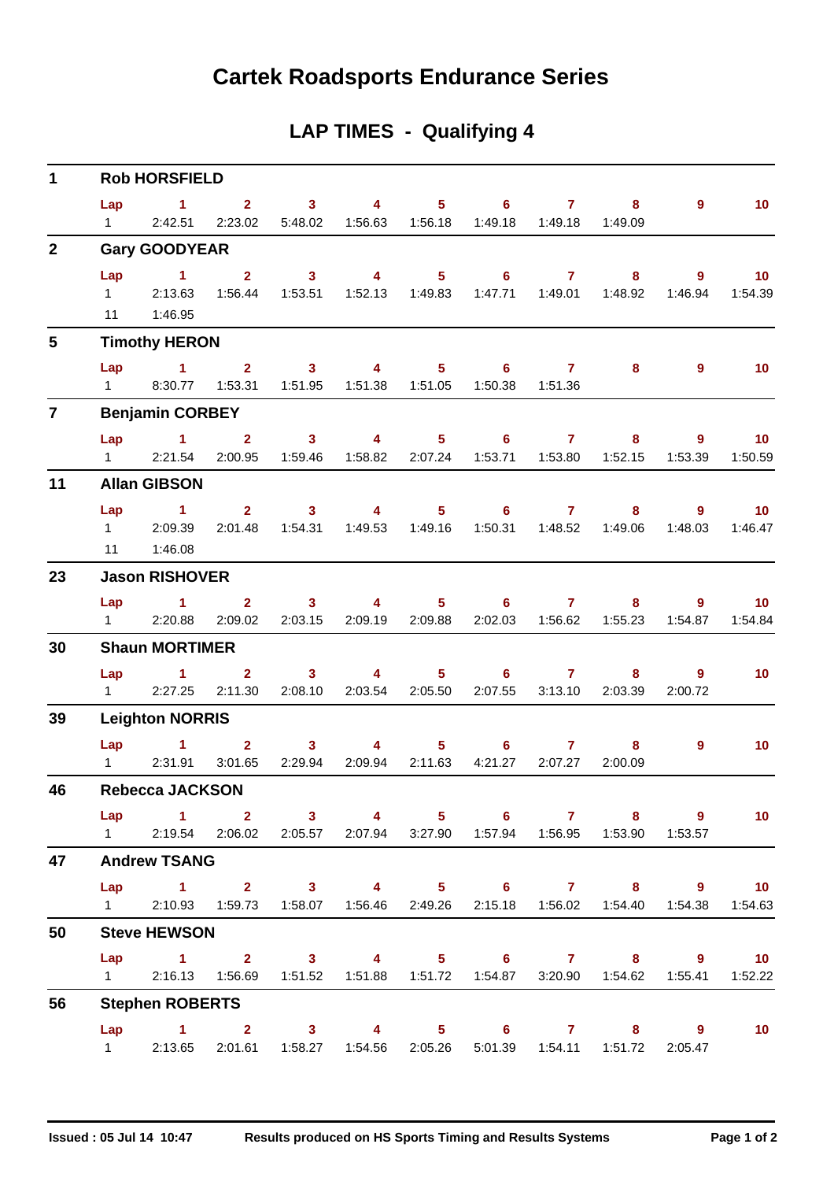# Cartek Roadsports Endurance Series

## LAP TIMES - Qualifying 4

**1 Rob HORSFIELD**

| Lap | 1 | 2 | 3 | 4 | 5 | 6 | 7 | 8 | 9 | 10 |
|---|---|---|---|---|---|---|---|---|---|---|
| 1 | 2:42.51 | 2:23.02 | 5:48.02 | 1:56.63 | 1:56.18 | 1:49.18 | 1:49.18 | 1:49.09 | | |

**2 Gary GOODYEAR**

| Lap | 1 | 2 | 3 | 4 | 5 | 6 | 7 | 8 | 9 | 10 |
|---|---|---|---|---|---|---|---|---|---|---|
| 1 | 2:13.63 | 1:56.44 | 1:53.51 | 1:52.13 | 1:49.83 | 1:47.71 | 1:49.01 | 1:48.92 | 1:46.94 | 1:54.39 |
| 11 | 1:46.95 | | | | | | | | | |

**5 Timothy HERON**

| Lap | 1 | 2 | 3 | 4 | 5 | 6 | 7 | 8 | 9 | 10 |
|---|---|---|---|---|---|---|---|---|---|---|
| 1 | 8:30.77 | 1:53.31 | 1:51.95 | 1:51.38 | 1:51.05 | 1:50.38 | 1:51.36 | | | |

**7 Benjamin CORBEY**

| Lap | 1 | 2 | 3 | 4 | 5 | 6 | 7 | 8 | 9 | 10 |
|---|---|---|---|---|---|---|---|---|---|---|
| 1 | 2:21.54 | 2:00.95 | 1:59.46 | 1:58.82 | 2:07.24 | 1:53.71 | 1:53.80 | 1:52.15 | 1:53.39 | 1:50.59 |

**11 Allan GIBSON**

| Lap | 1 | 2 | 3 | 4 | 5 | 6 | 7 | 8 | 9 | 10 |
|---|---|---|---|---|---|---|---|---|---|---|
| 1 | 2:09.39 | 2:01.48 | 1:54.31 | 1:49.53 | 1:49.16 | 1:50.31 | 1:48.52 | 1:49.06 | 1:48.03 | 1:46.47 |
| 11 | 1:46.08 | | | | | | | | | |

**23 Jason RISHOVER**

| Lap | 1 | 2 | 3 | 4 | 5 | 6 | 7 | 8 | 9 | 10 |
|---|---|---|---|---|---|---|---|---|---|---|
| 1 | 2:20.88 | 2:09.02 | 2:03.15 | 2:09.19 | 2:09.88 | 2:02.03 | 1:56.62 | 1:55.23 | 1:54.87 | 1:54.84 |

**30 Shaun MORTIMER**

| Lap | 1 | 2 | 3 | 4 | 5 | 6 | 7 | 8 | 9 | 10 |
|---|---|---|---|---|---|---|---|---|---|---|
| 1 | 2:27.25 | 2:11.30 | 2:08.10 | 2:03.54 | 2:05.50 | 2:07.55 | 3:13.10 | 2:03.39 | 2:00.72 | |

**39 Leighton NORRIS**

| Lap | 1 | 2 | 3 | 4 | 5 | 6 | 7 | 8 | 9 | 10 |
|---|---|---|---|---|---|---|---|---|---|---|
| 1 | 2:31.91 | 3:01.65 | 2:29.94 | 2:09.94 | 2:11.63 | 4:21.27 | 2:07.27 | 2:00.09 | | |

**46 Rebecca JACKSON**

| Lap | 1 | 2 | 3 | 4 | 5 | 6 | 7 | 8 | 9 | 10 |
|---|---|---|---|---|---|---|---|---|---|---|
| 1 | 2:19.54 | 2:06.02 | 2:05.57 | 2:07.94 | 3:27.90 | 1:57.94 | 1:56.95 | 1:53.90 | 1:53.57 | |

**47 Andrew TSANG**

| Lap | 1 | 2 | 3 | 4 | 5 | 6 | 7 | 8 | 9 | 10 |
|---|---|---|---|---|---|---|---|---|---|---|
| 1 | 2:10.93 | 1:59.73 | 1:58.07 | 1:56.46 | 2:49.26 | 2:15.18 | 1:56.02 | 1:54.40 | 1:54.38 | 1:54.63 |

**50 Steve HEWSON**

| Lap | 1 | 2 | 3 | 4 | 5 | 6 | 7 | 8 | 9 | 10 |
|---|---|---|---|---|---|---|---|---|---|---|
| 1 | 2:16.13 | 1:56.69 | 1:51.52 | 1:51.88 | 1:51.72 | 1:54.87 | 3:20.90 | 1:54.62 | 1:55.41 | 1:52.22 |

**56 Stephen ROBERTS**

| Lap | 1 | 2 | 3 | 4 | 5 | 6 | 7 | 8 | 9 | 10 |
|---|---|---|---|---|---|---|---|---|---|---|
| 1 | 2:13.65 | 2:01.61 | 1:58.27 | 1:54.56 | 2:05.26 | 5:01.39 | 1:54.11 | 1:51.72 | 2:05.47 | |

Issued : 05 Jul 14 10:47 Results produced on HS Sports Timing and Results Systems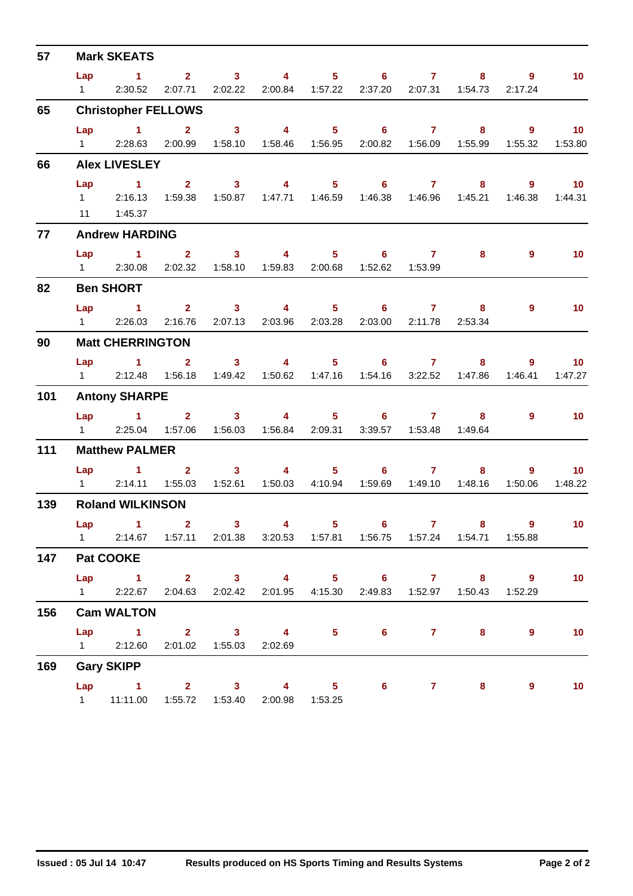## 57 Mark SKEATS

| Lap | 1 | 2 | 3 | 4 | 5 | 6 | 7 | 8 | 9 | 10 |
|---|---|---|---|---|---|---|---|---|---|---|
| 1 | 2:30.52 | 2:07.71 | 2:02.22 | 2:00.84 | 1:57.22 | 2:37.20 | 2:07.31 | 1:54.73 | 2:17.24 | |

## 65 Christopher FELLOWS

| Lap | 1 | 2 | 3 | 4 | 5 | 6 | 7 | 8 | 9 | 10 |
|---|---|---|---|---|---|---|---|---|---|---|
| 1 | 2:28.63 | 2:00.99 | 1:58.10 | 1:58.46 | 1:56.95 | 2:00.82 | 1:56.09 | 1:55.99 | 1:55.32 | 1:53.80 |

## 66 Alex LIVESLEY

| Lap | 1 | 2 | 3 | 4 | 5 | 6 | 7 | 8 | 9 | 10 |
|---|---|---|---|---|---|---|---|---|---|---|
| 1 | 2:16.13 | 1:59.38 | 1:50.87 | 1:47.71 | 1:46.59 | 1:46.38 | 1:46.96 | 1:45.21 | 1:46.38 | 1:44.31 |
| 11 | 1:45.37 | | | | | | | | | |

## 77 Andrew HARDING

| Lap | 1 | 2 | 3 | 4 | 5 | 6 | 7 | 8 | 9 | 10 |
|---|---|---|---|---|---|---|---|---|---|---|
| 1 | 2:30.08 | 2:02.32 | 1:58.10 | 1:59.83 | 2:00.68 | 1:52.62 | 1:53.99 | | | |

## 82 Ben SHORT

| Lap | 1 | 2 | 3 | 4 | 5 | 6 | 7 | 8 | 9 | 10 |
|---|---|---|---|---|---|---|---|---|---|---|
| 1 | 2:26.03 | 2:16.76 | 2:07.13 | 2:03.96 | 2:03.28 | 2:03.00 | 2:11.78 | 2:53.34 | | |

## 90 Matt CHERRINGTON

| Lap | 1 | 2 | 3 | 4 | 5 | 6 | 7 | 8 | 9 | 10 |
|---|---|---|---|---|---|---|---|---|---|---|
| 1 | 2:12.48 | 1:56.18 | 1:49.42 | 1:50.62 | 1:47.16 | 1:54.16 | 3:22.52 | 1:47.86 | 1:46.41 | 1:47.27 |

## 101 Antony SHARPE

| Lap | 1 | 2 | 3 | 4 | 5 | 6 | 7 | 8 | 9 | 10 |
|---|---|---|---|---|---|---|---|---|---|---|
| 1 | 2:25.04 | 1:57.06 | 1:56.03 | 1:56.84 | 2:09.31 | 3:39.57 | 1:53.48 | 1:49.64 | | |

## 111 Matthew PALMER

| Lap | 1 | 2 | 3 | 4 | 5 | 6 | 7 | 8 | 9 | 10 |
|---|---|---|---|---|---|---|---|---|---|---|
| 1 | 2:14.11 | 1:55.03 | 1:52.61 | 1:50.03 | 4:10.94 | 1:59.69 | 1:49.10 | 1:48.16 | 1:50.06 | 1:48.22 |

## 139 Roland WILKINSON

| Lap | 1 | 2 | 3 | 4 | 5 | 6 | 7 | 8 | 9 | 10 |
|---|---|---|---|---|---|---|---|---|---|---|
| 1 | 2:14.67 | 1:57.11 | 2:01.38 | 3:20.53 | 1:57.81 | 1:56.75 | 1:57.24 | 1:54.71 | 1:55.88 | |

## 147 Pat COOKE

| Lap | 1 | 2 | 3 | 4 | 5 | 6 | 7 | 8 | 9 | 10 |
|---|---|---|---|---|---|---|---|---|---|---|
| 1 | 2:22.67 | 2:04.63 | 2:02.42 | 2:01.95 | 4:15.30 | 2:49.83 | 1:52.97 | 1:50.43 | 1:52.29 | |

## 156 Cam WALTON

| Lap | 1 | 2 | 3 | 4 | 5 | 6 | 7 | 8 | 9 | 10 |
|---|---|---|---|---|---|---|---|---|---|---|
| 1 | 2:12.60 | 2:01.02 | 1:55.03 | 2:02.69 | | | | | | |

## 169 Gary SKIPP

| Lap | 1 | 2 | 3 | 4 | 5 | 6 | 7 | 8 | 9 | 10 |
|---|---|---|---|---|---|---|---|---|---|---|
| 1 | 11:11.00 | 1:55.72 | 1:53.40 | 2:00.98 | 1:53.25 | | | | | |

Issued : 05 Jul 14 10:47 Results produced on HS Sports Timing and Results Systems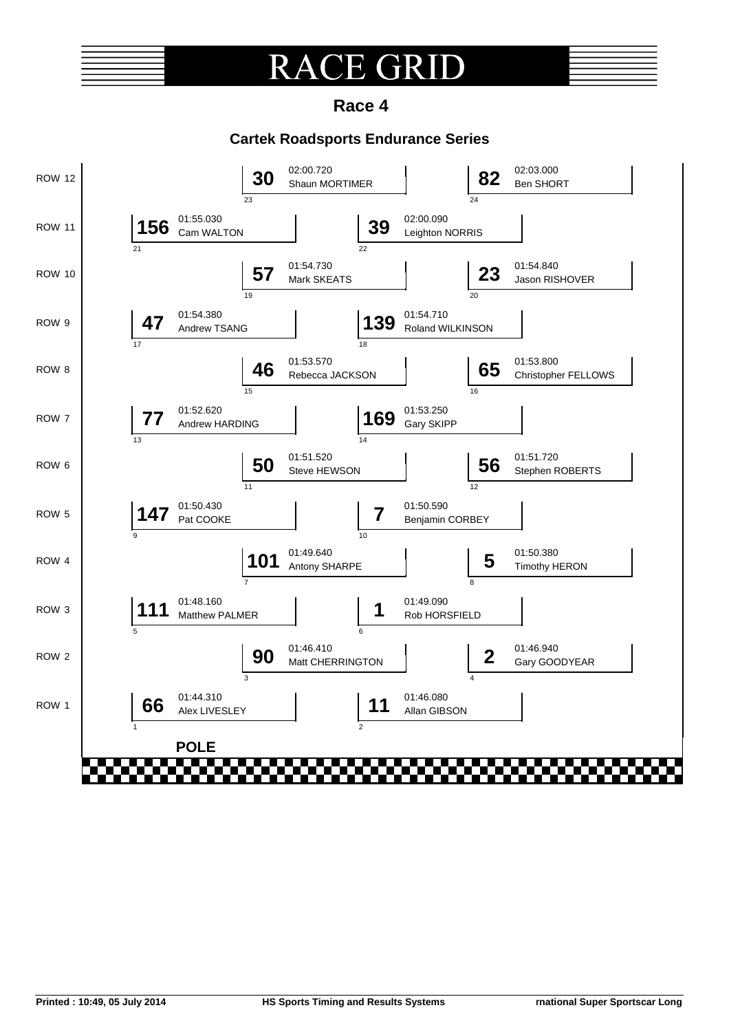# RACE GRID

## Race 4

### Cartek Roadsports Endurance Series

| Row | Pos | No. | Driver | Time | Pos | No. | Driver | Time |
|---|---|---|---|---|---|---|---|---|
| ROW 12 | 23 | 30 | Shaun MORTIMER | 02:00.720 | 24 | 82 | Ben SHORT | 02:03.000 |
| ROW 11 | 21 | 156 | Cam WALTON | 01:55.030 | 22 | 39 | Leighton NORRIS | 02:00.090 |
| ROW 10 | 19 | 57 | Mark SKEATS | 01:54.730 | 20 | 23 | Jason RISHOVER | 01:54.840 |
| ROW 9 | 17 | 47 | Andrew TSANG | 01:54.380 | 18 | 139 | Roland WILKINSON | 01:54.710 |
| ROW 8 | 15 | 46 | Rebecca JACKSON | 01:53.570 | 16 | 65 | Christopher FELLOWS | 01:53.800 |
| ROW 7 | 13 | 77 | Andrew HARDING | 01:52.620 | 14 | 169 | Gary SKIPP | 01:53.250 |
| ROW 6 | 11 | 50 | Steve HEWSON | 01:51.520 | 12 | 56 | Stephen ROBERTS | 01:51.720 |
| ROW 5 | 9 | 147 | Pat COOKE | 01:50.430 | 10 | 7 | Benjamin CORBEY | 01:50.590 |
| ROW 4 | 7 | 101 | Antony SHARPE | 01:49.640 | 8 | 5 | Timothy HERON | 01:50.380 |
| ROW 3 | 5 | 111 | Matthew PALMER | 01:48.160 | 6 | 1 | Rob HORSFIELD | 01:49.090 |
| ROW 2 | 3 | 90 | Matt CHERRINGTON | 01:46.410 | 4 | 2 | Gary GOODYEAR | 01:46.940 |
| ROW 1 | 1 | 66 | Alex LIVESLEY | 01:44.310 | 2 | 11 | Allan GIBSON | 01:46.080 |

**POLE**

Printed : 10:49, 05 July 2014 HS Sports Timing and Results Systems rnational Super Sportscar Long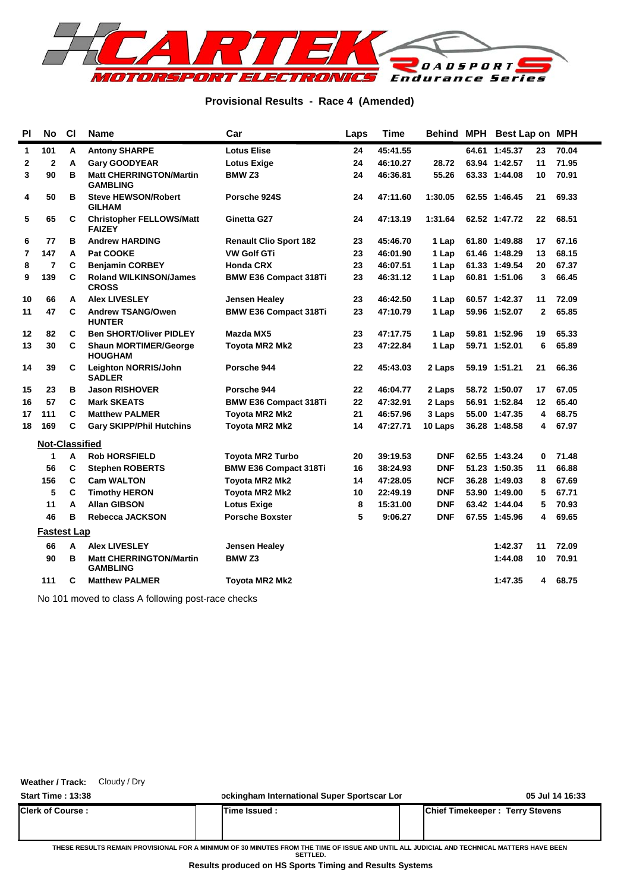**Provisional Results - Race 4 (Amended)**

| Pl | No | Cl | Name | Car | Laps | Time | Behind | MPH | Best Lap | on | MPH |
|---|---|---|---|---|---|---|---|---|---|---|---|
| 1 | 101 | A | Antony SHARPE | Lotus Elise | 24 | 45:41.55 | | 64.61 | 1:45.37 | 23 | 70.04 |
| 2 | 2 | A | Gary GOODYEAR | Lotus Exige | 24 | 46:10.27 | 28.72 | 63.94 | 1:42.57 | 11 | 71.95 |
| 3 | 90 | B | Matt CHERRINGTON/Martin GAMBLING | BMW Z3 | 24 | 46:36.81 | 55.26 | 63.33 | 1:44.08 | 10 | 70.91 |
| 4 | 50 | B | Steve HEWSON/Robert GILHAM | Porsche 924S | 24 | 47:11.60 | 1:30.05 | 62.55 | 1:46.45 | 21 | 69.33 |
| 5 | 65 | C | Christopher FELLOWS/Matt FAIZEY | Ginetta G27 | 24 | 47:13.19 | 1:31.64 | 62.52 | 1:47.72 | 22 | 68.51 |
| 6 | 77 | B | Andrew HARDING | Renault Clio Sport 182 | 23 | 45:46.70 | 1 Lap | 61.80 | 1:49.88 | 17 | 67.16 |
| 7 | 147 | A | Pat COOKE | VW Golf GTi | 23 | 46:01.90 | 1 Lap | 61.46 | 1:48.29 | 13 | 68.15 |
| 8 | 7 | C | Benjamin CORBEY | Honda CRX | 23 | 46:07.51 | 1 Lap | 61.33 | 1:49.54 | 20 | 67.37 |
| 9 | 139 | C | Roland WILKINSON/James CROSS | BMW E36 Compact 318Ti | 23 | 46:31.12 | 1 Lap | 60.81 | 1:51.06 | 3 | 66.45 |
| 10 | 66 | A | Alex LIVESLEY | Jensen Healey | 23 | 46:42.50 | 1 Lap | 60.57 | 1:42.37 | 11 | 72.09 |
| 11 | 47 | C | Andrew TSANG/Owen HUNTER | BMW E36 Compact 318Ti | 23 | 47:10.79 | 1 Lap | 59.96 | 1:52.07 | 2 | 65.85 |
| 12 | 82 | C | Ben SHORT/Oliver PIDLEY | Mazda MX5 | 23 | 47:17.75 | 1 Lap | 59.81 | 1:52.96 | 19 | 65.33 |
| 13 | 30 | C | Shaun MORTIMER/George HOUGHAM | Toyota MR2 Mk2 | 23 | 47:22.84 | 1 Lap | 59.71 | 1:52.01 | 6 | 65.89 |
| 14 | 39 | C | Leighton NORRIS/John SADLER | Porsche 944 | 22 | 45:43.03 | 2 Laps | 59.19 | 1:51.21 | 21 | 66.36 |
| 15 | 23 | B | Jason RISHOVER | Porsche 944 | 22 | 46:04.77 | 2 Laps | 58.72 | 1:50.07 | 17 | 67.05 |
| 16 | 57 | C | Mark SKEATS | BMW E36 Compact 318Ti | 22 | 47:32.91 | 2 Laps | 56.91 | 1:52.84 | 12 | 65.40 |
| 17 | 111 | C | Matthew PALMER | Toyota MR2 Mk2 | 21 | 46:57.96 | 3 Laps | 55.00 | 1:47.35 | 4 | 68.75 |
| 18 | 169 | C | Gary SKIPP/Phil Hutchins | Toyota MR2 Mk2 | 14 | 47:27.71 | 10 Laps | 36.28 | 1:48.58 | 4 | 67.97 |
| | **Not-Classified** | | | | | | | | | | |
| | 1 | A | Rob HORSFIELD | Toyota MR2 Turbo | 20 | 39:19.53 | DNF | 62.55 | 1:43.24 | 0 | 71.48 |
| | 56 | C | Stephen ROBERTS | BMW E36 Compact 318Ti | 16 | 38:24.93 | DNF | 51.23 | 1:50.35 | 11 | 66.88 |
| | 156 | C | Cam WALTON | Toyota MR2 Mk2 | 14 | 47:28.05 | NCF | 36.28 | 1:49.03 | 8 | 67.69 |
| | 5 | C | Timothy HERON | Toyota MR2 Mk2 | 10 | 22:49.19 | DNF | 53.90 | 1:49.00 | 5 | 67.71 |
| | 11 | A | Allan GIBSON | Lotus Exige | 8 | 15:31.00 | DNF | 63.42 | 1:44.04 | 5 | 70.93 |
| | 46 | B | Rebecca JACKSON | Porsche Boxster | 5 | 9:06.27 | DNF | 67.55 | 1:45.96 | 4 | 69.65 |
| | **Fastest Lap** | | | | | | | | | | |
| | 66 | A | Alex LIVESLEY | Jensen Healey | | | | | 1:42.37 | 11 | 72.09 |
| | 90 | B | Matt CHERRINGTON/Martin GAMBLING | BMW Z3 | | | | | 1:44.08 | 10 | 70.91 |
| | 111 | C | Matthew PALMER | Toyota MR2 Mk2 | | | | | 1:47.35 | 4 | 68.75 |

No 101 moved to class A following post-race checks

**Weather / Track:** Cloudy / Dry

**Start Time : 13:38** | ockingham International Super Sportscar Lor | 05 Jul 14 16:33

| Clerk of Course : | Time Issued : | Chief Timekeeper : Terry Stevens |
|---|---|---|

THESE RESULTS REMAIN PROVISIONAL FOR A MINIMUM OF 30 MINUTES FROM THE TIME OF ISSUE AND UNTIL ALL JUDICIAL AND TECHNICAL MATTERS HAVE BEEN SETTLED.

**Results produced on HS Sports Timing and Results Systems**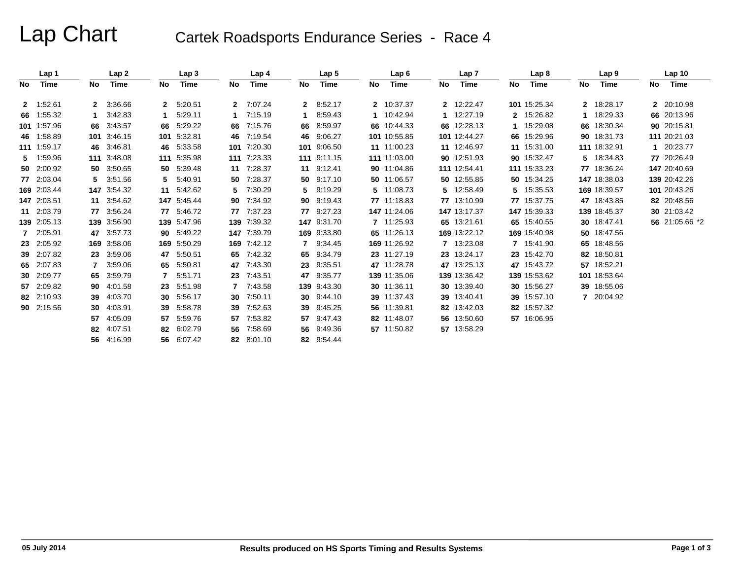# Lap Chart

## Cartek Roadsports Endurance Series - Race 4

| Lap 1 | | Lap 2 | | Lap 3 | | Lap 4 | | Lap 5 | | Lap 6 | | Lap 7 | | Lap 8 | | Lap 9 | | Lap 10 | |
|---|---|---|---|---|---|---|---|---|---|---|---|---|---|---|---|---|---|---|---|
| No | Time | No | Time | No | Time | No | Time | No | Time | No | Time | No | Time | No | Time | No | Time | No | Time |
| 2 | 1:52.61 | 2 | 3:36.66 | 2 | 5:20.51 | 2 | 7:07.24 | 2 | 8:52.17 | 2 | 10:37.37 | 2 | 12:22.47 | 101 | 15:25.34 | 2 | 18:28.17 | 2 | 20:10.98 |
| 66 | 1:55.32 | 1 | 3:42.83 | 1 | 5:29.11 | 1 | 7:15.19 | 1 | 8:59.43 | 1 | 10:42.94 | 1 | 12:27.19 | 2 | 15:26.82 | 1 | 18:29.33 | 66 | 20:13.96 |
| 101 | 1:57.96 | 66 | 3:43.57 | 66 | 5:29.22 | 66 | 7:15.76 | 66 | 8:59.97 | 66 | 10:44.33 | 66 | 12:28.13 | 1 | 15:29.08 | 66 | 18:30.34 | 90 | 20:15.81 |
| 46 | 1:58.89 | 101 | 3:46.15 | 101 | 5:32.81 | 46 | 7:19.54 | 46 | 9:06.27 | 101 | 10:55.85 | 101 | 12:44.27 | 66 | 15:29.96 | 90 | 18:31.73 | 111 | 20:21.03 |
| 111 | 1:59.17 | 46 | 3:46.81 | 46 | 5:33.58 | 101 | 7:20.30 | 101 | 9:06.50 | 11 | 11:00.23 | 11 | 12:46.97 | 11 | 15:31.00 | 111 | 18:32.91 | 1 | 20:23.77 |
| 5 | 1:59.96 | 111 | 3:48.08 | 111 | 5:35.98 | 111 | 7:23.33 | 111 | 9:11.15 | 111 | 11:03.00 | 90 | 12:51.93 | 90 | 15:32.47 | 5 | 18:34.83 | 77 | 20:26.49 |
| 50 | 2:00.92 | 50 | 3:50.65 | 50 | 5:39.48 | 11 | 7:28.37 | 11 | 9:12.41 | 90 | 11:04.86 | 111 | 12:54.41 | 111 | 15:33.23 | 77 | 18:36.24 | 147 | 20:40.69 |
| 77 | 2:03.04 | 5 | 3:51.56 | 5 | 5:40.91 | 50 | 7:28.37 | 50 | 9:17.10 | 50 | 11:06.57 | 50 | 12:55.85 | 50 | 15:34.25 | 147 | 18:38.03 | 139 | 20:42.26 |
| 169 | 2:03.44 | 147 | 3:54.32 | 11 | 5:42.62 | 5 | 7:30.29 | 5 | 9:19.29 | 5 | 11:08.73 | 5 | 12:58.49 | 5 | 15:35.53 | 169 | 18:39.57 | 101 | 20:43.26 |
| 147 | 2:03.51 | 11 | 3:54.62 | 147 | 5:45.44 | 90 | 7:34.92 | 90 | 9:19.43 | 77 | 11:18.83 | 77 | 13:10.99 | 77 | 15:37.75 | 47 | 18:43.85 | 82 | 20:48.56 |
| 11 | 2:03.79 | 77 | 3:56.24 | 77 | 5:46.72 | 77 | 7:37.23 | 77 | 9:27.23 | 147 | 11:24.06 | 147 | 13:17.37 | 147 | 15:39.33 | 139 | 18:45.37 | 30 | 21:03.42 |
| 139 | 2:05.13 | 139 | 3:56.90 | 139 | 5:47.96 | 139 | 7:39.32 | 147 | 9:31.70 | 7 | 11:25.93 | 65 | 13:21.61 | 65 | 15:40.55 | 30 | 18:47.41 | 56 | 21:05.66 *2 |
| 7 | 2:05.91 | 47 | 3:57.73 | 90 | 5:49.22 | 147 | 7:39.79 | 169 | 9:33.80 | 65 | 11:26.13 | 169 | 13:22.12 | 169 | 15:40.98 | 50 | 18:47.56 | | |
| 23 | 2:05.92 | 169 | 3:58.06 | 169 | 5:50.29 | 169 | 7:42.12 | 7 | 9:34.45 | 169 | 11:26.92 | 7 | 13:23.08 | 7 | 15:41.90 | 65 | 18:48.56 | | |
| 39 | 2:07.82 | 23 | 3:59.06 | 47 | 5:50.51 | 65 | 7:42.32 | 65 | 9:34.79 | 23 | 11:27.19 | 23 | 13:24.17 | 23 | 15:42.70 | 82 | 18:50.81 | | |
| 65 | 2:07.83 | 7 | 3:59.06 | 65 | 5:50.81 | 47 | 7:43.30 | 23 | 9:35.51 | 47 | 11:28.78 | 47 | 13:25.13 | 47 | 15:43.72 | 57 | 18:52.21 | | |
| 30 | 2:09.77 | 65 | 3:59.79 | 7 | 5:51.71 | 23 | 7:43.51 | 47 | 9:35.77 | 139 | 11:35.06 | 139 | 13:36.42 | 139 | 15:53.62 | 101 | 18:53.64 | | |
| 57 | 2:09.82 | 90 | 4:01.58 | 23 | 5:51.98 | 7 | 7:43.58 | 139 | 9:43.30 | 30 | 11:36.11 | 30 | 13:39.40 | 30 | 15:56.27 | 39 | 18:55.06 | | |
| 82 | 2:10.93 | 39 | 4:03.70 | 30 | 5:56.17 | 30 | 7:50.11 | 30 | 9:44.10 | 39 | 11:37.43 | 39 | 13:40.41 | 39 | 15:57.10 | 7 | 20:04.92 | | |
| 90 | 2:15.56 | 30 | 4:03.91 | 39 | 5:58.78 | 39 | 7:52.63 | 39 | 9:45.25 | 56 | 11:39.81 | 82 | 13:42.03 | 82 | 15:57.32 | | | | |
| | | 57 | 4:05.09 | 57 | 5:59.76 | 57 | 7:53.82 | 57 | 9:47.43 | 82 | 11:48.07 | 56 | 13:50.60 | 57 | 16:06.95 | | | | |
| | | 82 | 4:07.51 | 82 | 6:02.79 | 56 | 7:58.69 | 56 | 9:49.36 | 57 | 11:50.82 | 57 | 13:58.29 | | | | | | |
| | | 56 | 4:16.99 | 56 | 6:07.42 | 82 | 8:01.10 | 82 | 9:54.44 | | | | | | | | | | |

05 July 2014

Results produced on HS Sports Timing and Results Systems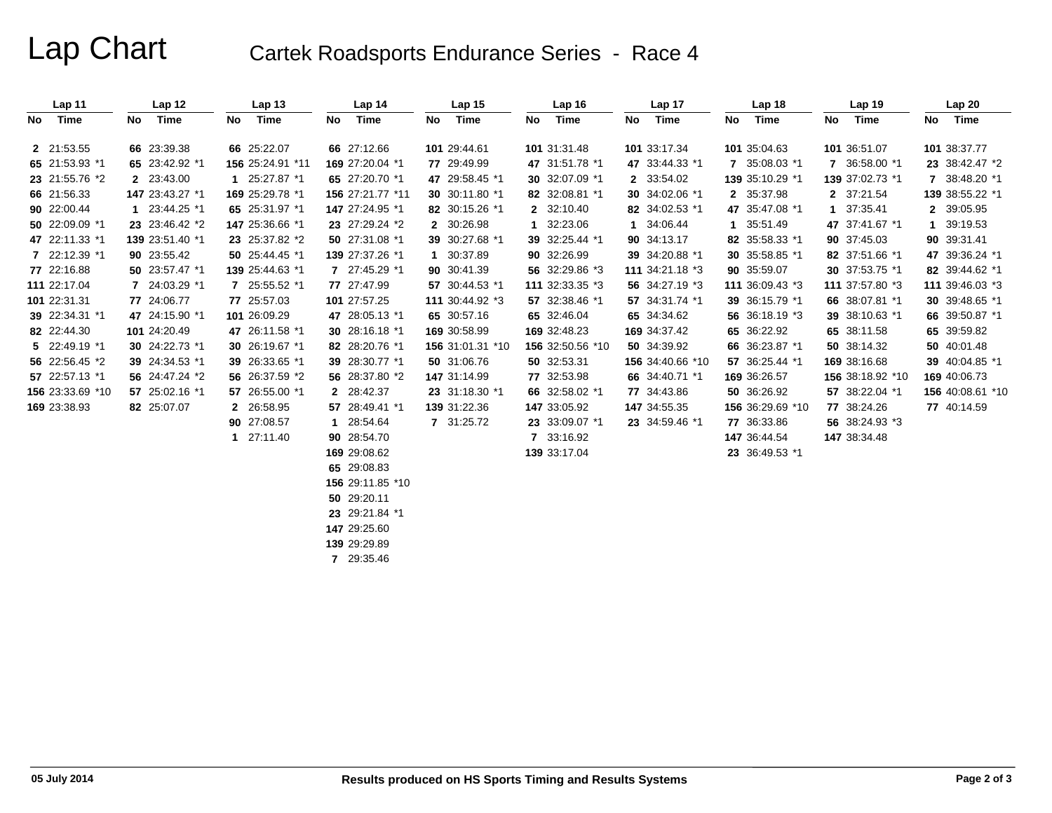# Lap Chart

## Cartek Roadsports Endurance Series - Race 4

| Lap 11 | | Lap 12 | | Lap 13 | | Lap 14 | | Lap 15 | | Lap 16 | | Lap 17 | | Lap 18 | | Lap 19 | | Lap 20 | |
|---|---|---|---|---|---|---|---|---|---|---|---|---|---|---|---|---|---|---|---|
| No | Time | No | Time | No | Time | No | Time | No | Time | No | Time | No | Time | No | Time | No | Time | No | Time |
| 2 | 21:53.55 | 66 | 23:39.38 | 66 | 25:22.07 | 66 | 27:12.66 | 101 | 29:44.61 | 101 | 31:31.48 | 101 | 33:17.34 | 101 | 35:04.63 | 101 | 36:51.07 | 101 | 38:37.77 |
| 65 | 21:53.93 *1 | 65 | 23:42.92 *1 | 156 | 25:24.91 *11 | 169 | 27:20.04 *1 | 77 | 29:49.99 | 47 | 31:51.78 *1 | 47 | 33:44.33 *1 | 7 | 35:08.03 *1 | 7 | 36:58.00 *1 | 23 | 38:42.47 *2 |
| 23 | 21:55.76 *2 | 2 | 23:43.00 | 1 | 25:27.87 *1 | 65 | 27:20.70 *1 | 47 | 29:58.45 *1 | 30 | 32:07.09 *1 | 2 | 33:54.02 | 139 | 35:10.29 *1 | 139 | 37:02.73 *1 | 7 | 38:48.20 *1 |
| 66 | 21:56.33 | 147 | 23:43.27 *1 | 169 | 25:29.78 *1 | 156 | 27:21.77 *11 | 30 | 30:11.80 *1 | 82 | 32:08.81 *1 | 30 | 34:02.06 *1 | 2 | 35:37.98 | 2 | 37:21.54 | 139 | 38:55.22 *1 |
| 90 | 22:00.44 | 1 | 23:44.25 *1 | 65 | 25:31.97 *1 | 147 | 27:24.95 *1 | 82 | 30:15.26 *1 | 2 | 32:10.40 | 82 | 34:02.53 *1 | 47 | 35:47.08 *1 | 1 | 37:35.41 | 2 | 39:05.95 |
| 50 | 22:09.09 *1 | 23 | 23:46.42 *2 | 147 | 25:36.66 *1 | 23 | 27:29.24 *2 | 2 | 30:26.98 | 1 | 32:23.06 | 1 | 34:06.44 | 1 | 35:51.49 | 47 | 37:41.67 *1 | 1 | 39:19.53 |
| 47 | 22:11.33 *1 | 139 | 23:51.40 *1 | 23 | 25:37.82 *2 | 50 | 27:31.08 *1 | 39 | 30:27.68 *1 | 39 | 32:25.44 *1 | 90 | 34:13.17 | 82 | 35:58.33 *1 | 90 | 37:45.03 | 90 | 39:31.41 |
| 7 | 22:12.39 *1 | 90 | 23:55.42 | 50 | 25:44.45 *1 | 139 | 27:37.26 *1 | 1 | 30:37.89 | 90 | 32:26.99 | 39 | 34:20.88 *1 | 30 | 35:58.85 *1 | 82 | 37:51.66 *1 | 47 | 39:36.24 *1 |
| 77 | 22:16.88 | 50 | 23:57.47 *1 | 139 | 25:44.63 *1 | 7 | 27:45.29 *1 | 90 | 30:41.39 | 56 | 32:29.86 *3 | 111 | 34:21.18 *3 | 90 | 35:59.07 | 30 | 37:53.75 *1 | 82 | 39:44.62 *1 |
| 111 | 22:17.04 | 7 | 24:03.29 *1 | 7 | 25:55.52 *1 | 77 | 27:47.99 | 57 | 30:44.53 *1 | 111 | 32:33.35 *3 | 56 | 34:27.19 *3 | 111 | 36:09.43 *3 | 111 | 37:57.80 *3 | 111 | 39:46.03 *3 |
| 101 | 22:31.31 | 77 | 24:06.77 | 77 | 25:57.03 | 101 | 27:57.25 | 111 | 30:44.92 *3 | 57 | 32:38.46 *1 | 57 | 34:31.74 *1 | 39 | 36:15.79 *1 | 66 | 38:07.81 *1 | 30 | 39:48.65 *1 |
| 39 | 22:34.31 *1 | 47 | 24:15.90 *1 | 101 | 26:09.29 | 47 | 28:05.13 *1 | 65 | 30:57.16 | 65 | 32:46.04 | 65 | 34:34.62 | 56 | 36:18.19 *3 | 39 | 38:10.63 *1 | 66 | 39:50.87 *1 |
| 82 | 22:44.30 | 101 | 24:20.49 | 47 | 26:11.58 *1 | 30 | 28:16.18 *1 | 169 | 30:58.99 | 169 | 32:48.23 | 169 | 34:37.42 | 65 | 36:22.92 | 65 | 38:11.58 | 65 | 39:59.82 |
| 5 | 22:49.19 *1 | 30 | 24:22.73 *1 | 30 | 26:19.67 *1 | 82 | 28:20.76 *1 | 156 | 31:01.31 *10 | 156 | 32:50.56 *10 | 50 | 34:39.92 | 66 | 36:23.87 *1 | 50 | 38:14.32 | 50 | 40:01.48 |
| 56 | 22:56.45 *2 | 39 | 24:34.53 *1 | 39 | 26:33.65 *1 | 39 | 28:30.77 *1 | 50 | 31:06.76 | 50 | 32:53.31 | 156 | 34:40.66 *10 | 57 | 36:25.44 *1 | 169 | 38:16.68 | 39 | 40:04.85 *1 |
| 57 | 22:57.13 *1 | 56 | 24:47.24 *2 | 56 | 26:37.59 *2 | 56 | 28:37.80 *2 | 147 | 31:14.99 | 77 | 32:53.98 | 66 | 34:40.71 *1 | 169 | 36:26.57 | 156 | 38:18.92 *10 | 169 | 40:06.73 |
| 156 | 23:33.69 *10 | 57 | 25:02.16 *1 | 57 | 26:55.00 *1 | 2 | 28:42.37 | 23 | 31:18.30 *1 | 66 | 32:58.02 *1 | 77 | 34:43.86 | 50 | 36:26.92 | 57 | 38:22.04 *1 | 156 | 40:08.61 *10 |
| 169 | 23:38.93 | 82 | 25:07.07 | 2 | 26:58.95 | 57 | 28:49.41 *1 | 139 | 31:22.36 | 147 | 33:05.92 | 147 | 34:55.35 | 156 | 36:29.69 *10 | 77 | 38:24.26 | 77 | 40:14.59 |
| | | | | 90 | 27:08.57 | 1 | 28:54.64 | 7 | 31:25.72 | 23 | 33:09.07 *1 | 23 | 34:59.46 *1 | 77 | 36:33.86 | 56 | 38:24.93 *3 | | |
| | | | | 1 | 27:11.40 | 90 | 28:54.70 | | | 7 | 33:16.92 | | | 147 | 36:44.54 | 147 | 38:34.48 | | |
| | | | | | | 169 | 29:08.62 | | | 139 | 33:17.04 | | | 23 | 36:49.53 *1 | | | | |
| | | | | | | 65 | 29:08.83 | | | | | | | | | | | | |
| | | | | | | 156 | 29:11.85 *10 | | | | | | | | | | | | |
| | | | | | | 50 | 29:20.11 | | | | | | | | | | | | |
| | | | | | | 23 | 29:21.84 *1 | | | | | | | | | | | | |
| | | | | | | 147 | 29:25.60 | | | | | | | | | | | | |
| | | | | | | 139 | 29:29.89 | | | | | | | | | | | | |
| | | | | | | 7 | 29:35.46 | | | | | | | | | | | | |

05 July 2014 — Results produced on HS Sports Timing and Results Systems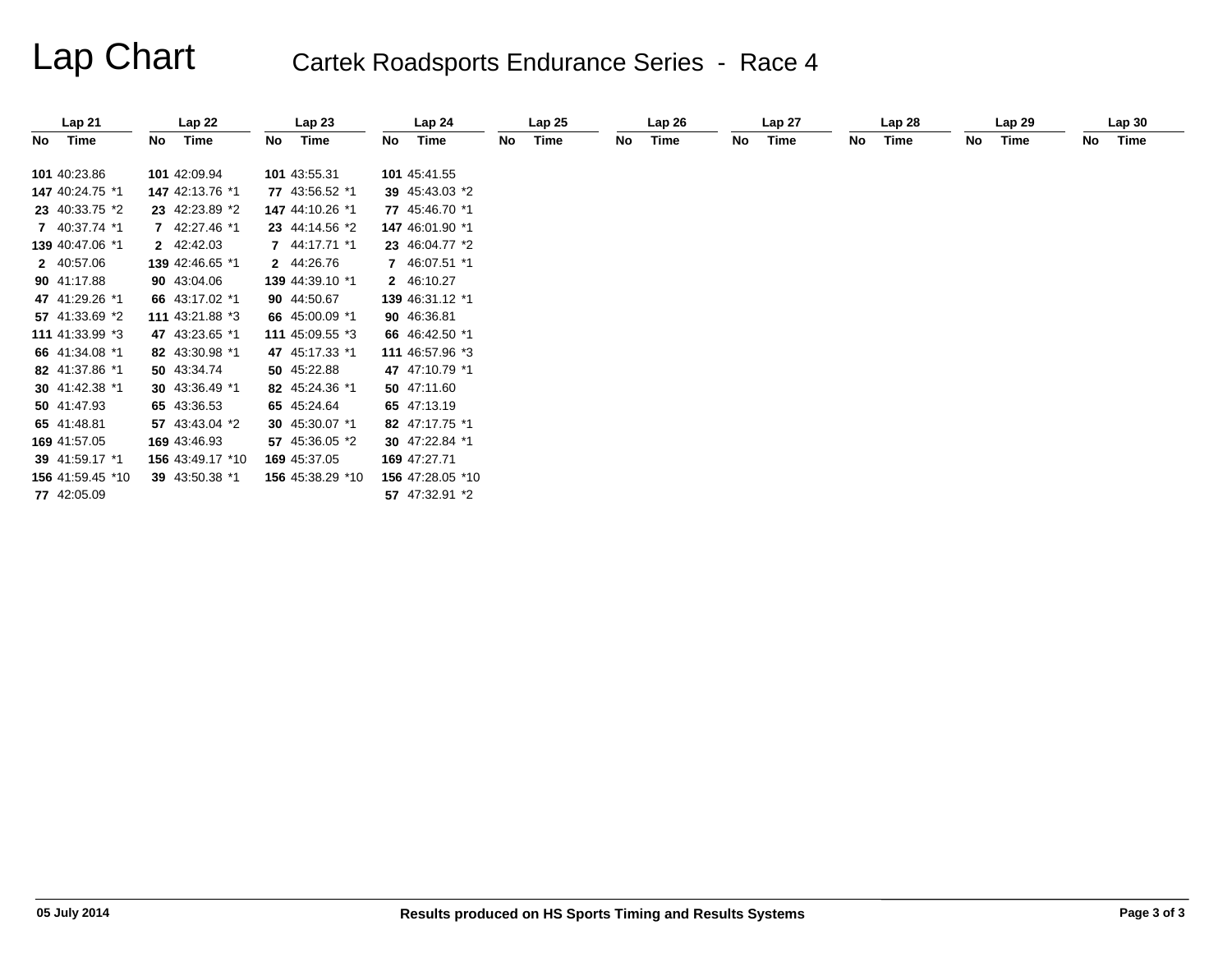# Lap Chart

## Cartek Roadsports Endurance Series - Race 4

| Lap 21 | | Lap 22 | | Lap 23 | | Lap 24 | | Lap 25 | | Lap 26 | | Lap 27 | | Lap 28 | | Lap 29 | | Lap 30 | |
|---|---|---|---|---|---|---|---|---|---|---|---|---|---|---|---|---|---|---|---|
| No | Time | No | Time | No | Time | No | Time | No | Time | No | Time | No | Time | No | Time | No | Time | No | Time |
| 101 | 40:23.86 | 101 | 42:09.94 | 101 | 43:55.31 | 101 | 45:41.55 | | | | | | | | | | | | |
| 147 | 40:24.75 *1 | 147 | 42:13.76 *1 | 77 | 43:56.52 *1 | 39 | 45:43.03 *2 | | | | | | | | | | | | |
| 23 | 40:33.75 *2 | 23 | 42:23.89 *2 | 147 | 44:10.26 *1 | 77 | 45:46.70 *1 | | | | | | | | | | | | |
| 7 | 40:37.74 *1 | 7 | 42:27.46 *1 | 23 | 44:14.56 *2 | 147 | 46:01.90 *1 | | | | | | | | | | | | |
| 139 | 40:47.06 *1 | 2 | 42:42.03 | 7 | 44:17.71 *1 | 23 | 46:04.77 *2 | | | | | | | | | | | | |
| 2 | 40:57.06 | 139 | 42:46.65 *1 | 2 | 44:26.76 | 7 | 46:07.51 *1 | | | | | | | | | | | | |
| 90 | 41:17.88 | 90 | 43:04.06 | 139 | 44:39.10 *1 | 2 | 46:10.27 | | | | | | | | | | | | |
| 47 | 41:29.26 *1 | 66 | 43:17.02 *1 | 90 | 44:50.67 | 139 | 46:31.12 *1 | | | | | | | | | | | | |
| 57 | 41:33.69 *2 | 111 | 43:21.88 *3 | 66 | 45:00.09 *1 | 90 | 46:36.81 | | | | | | | | | | | | |
| 111 | 41:33.99 *3 | 47 | 43:23.65 *1 | 111 | 45:09.55 *3 | 66 | 46:42.50 *1 | | | | | | | | | | | | |
| 66 | 41:34.08 *1 | 82 | 43:30.98 *1 | 47 | 45:17.33 *1 | 111 | 46:57.96 *3 | | | | | | | | | | | | |
| 82 | 41:37.86 *1 | 50 | 43:34.74 | 50 | 45:22.88 | 47 | 47:10.79 *1 | | | | | | | | | | | | |
| 30 | 41:42.38 *1 | 30 | 43:36.49 *1 | 82 | 45:24.36 *1 | 50 | 47:11.60 | | | | | | | | | | | | |
| 50 | 41:47.93 | 65 | 43:36.53 | 65 | 45:24.64 | 65 | 47:13.19 | | | | | | | | | | | | |
| 65 | 41:48.81 | 57 | 43:43.04 *2 | 30 | 45:30.07 *1 | 82 | 47:17.75 *1 | | | | | | | | | | | | |
| 169 | 41:57.05 | 169 | 43:46.93 | 57 | 45:36.05 *2 | 30 | 47:22.84 *1 | | | | | | | | | | | | |
| 39 | 41:59.17 *1 | 156 | 43:49.17 *10 | 169 | 45:37.05 | 169 | 47:27.71 | | | | | | | | | | | | |
| 156 | 41:59.45 *10 | 39 | 43:50.38 *1 | 156 | 45:38.29 *10 | 156 | 47:28.05 *10 | | | | | | | | | | | | |
| 77 | 42:05.09 | | | | | 57 | 47:32.91 *2 | | | | | | | | | | | | |

05 July 2014

**Results produced on HS Sports Timing and Results Systems**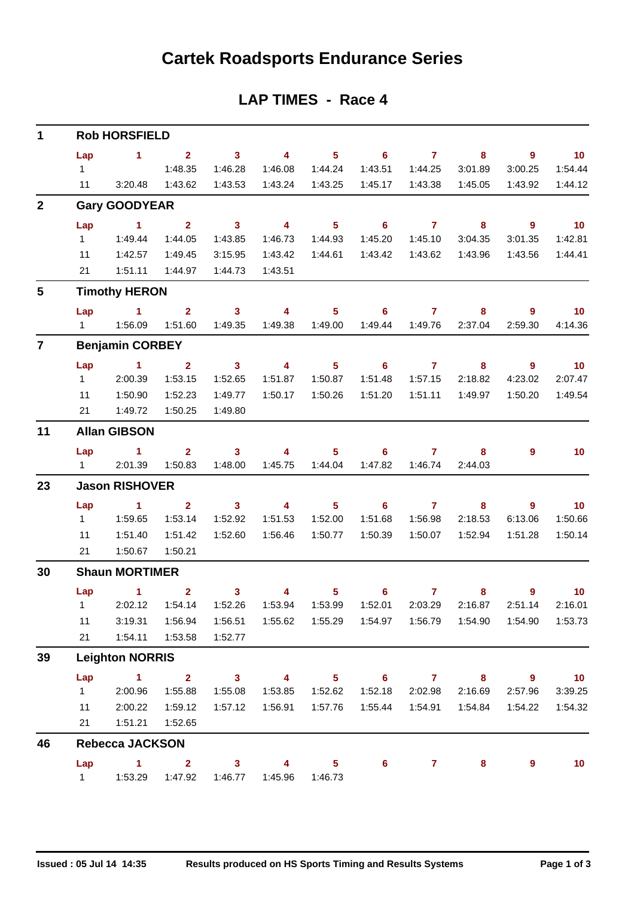# Cartek Roadsports Endurance Series

## LAP TIMES - Race 4

### 1 Rob HORSFIELD

| Lap | 1 | 2 | 3 | 4 | 5 | 6 | 7 | 8 | 9 | 10 |
|---|---|---|---|---|---|---|---|---|---|---|
| 1 | | 1:48.35 | 1:46.28 | 1:46.08 | 1:44.24 | 1:43.51 | 1:44.25 | 3:01.89 | 3:00.25 | 1:54.44 |
| 11 | 3:20.48 | 1:43.62 | 1:43.53 | 1:43.24 | 1:43.25 | 1:45.17 | 1:43.38 | 1:45.05 | 1:43.92 | 1:44.12 |

### 2 Gary GOODYEAR

| Lap | 1 | 2 | 3 | 4 | 5 | 6 | 7 | 8 | 9 | 10 |
|---|---|---|---|---|---|---|---|---|---|---|
| 1 | 1:49.44 | 1:44.05 | 1:43.85 | 1:46.73 | 1:44.93 | 1:45.20 | 1:45.10 | 3:04.35 | 3:01.35 | 1:42.81 |
| 11 | 1:42.57 | 1:49.45 | 3:15.95 | 1:43.42 | 1:44.61 | 1:43.42 | 1:43.62 | 1:43.96 | 1:43.56 | 1:44.41 |
| 21 | 1:51.11 | 1:44.97 | 1:44.73 | 1:43.51 | | | | | | |

### 5 Timothy HERON

| Lap | 1 | 2 | 3 | 4 | 5 | 6 | 7 | 8 | 9 | 10 |
|---|---|---|---|---|---|---|---|---|---|---|
| 1 | 1:56.09 | 1:51.60 | 1:49.35 | 1:49.38 | 1:49.00 | 1:49.44 | 1:49.76 | 2:37.04 | 2:59.30 | 4:14.36 |

### 7 Benjamin CORBEY

| Lap | 1 | 2 | 3 | 4 | 5 | 6 | 7 | 8 | 9 | 10 |
|---|---|---|---|---|---|---|---|---|---|---|
| 1 | 2:00.39 | 1:53.15 | 1:52.65 | 1:51.87 | 1:50.87 | 1:51.48 | 1:57.15 | 2:18.82 | 4:23.02 | 2:07.47 |
| 11 | 1:50.90 | 1:52.23 | 1:49.77 | 1:50.17 | 1:50.26 | 1:51.20 | 1:51.11 | 1:49.97 | 1:50.20 | 1:49.54 |
| 21 | 1:49.72 | 1:50.25 | 1:49.80 | | | | | | | |

### 11 Allan GIBSON

| Lap | 1 | 2 | 3 | 4 | 5 | 6 | 7 | 8 | 9 | 10 |
|---|---|---|---|---|---|---|---|---|---|---|
| 1 | 2:01.39 | 1:50.83 | 1:48.00 | 1:45.75 | 1:44.04 | 1:47.82 | 1:46.74 | 2:44.03 | | |

### 23 Jason RISHOVER

| Lap | 1 | 2 | 3 | 4 | 5 | 6 | 7 | 8 | 9 | 10 |
|---|---|---|---|---|---|---|---|---|---|---|
| 1 | 1:59.65 | 1:53.14 | 1:52.92 | 1:51.53 | 1:52.00 | 1:51.68 | 1:56.98 | 2:18.53 | 6:13.06 | 1:50.66 |
| 11 | 1:51.40 | 1:51.42 | 1:52.60 | 1:56.46 | 1:50.77 | 1:50.39 | 1:50.07 | 1:52.94 | 1:51.28 | 1:50.14 |
| 21 | 1:50.67 | 1:50.21 | | | | | | | | |

### 30 Shaun MORTIMER

| Lap | 1 | 2 | 3 | 4 | 5 | 6 | 7 | 8 | 9 | 10 |
|---|---|---|---|---|---|---|---|---|---|---|
| 1 | 2:02.12 | 1:54.14 | 1:52.26 | 1:53.94 | 1:53.99 | 1:52.01 | 2:03.29 | 2:16.87 | 2:51.14 | 2:16.01 |
| 11 | 3:19.31 | 1:56.94 | 1:56.51 | 1:55.62 | 1:55.29 | 1:54.97 | 1:56.79 | 1:54.90 | 1:54.90 | 1:53.73 |
| 21 | 1:54.11 | 1:53.58 | 1:52.77 | | | | | | | |

### 39 Leighton NORRIS

| Lap | 1 | 2 | 3 | 4 | 5 | 6 | 7 | 8 | 9 | 10 |
|---|---|---|---|---|---|---|---|---|---|---|
| 1 | 2:00.96 | 1:55.88 | 1:55.08 | 1:53.85 | 1:52.62 | 1:52.18 | 2:02.98 | 2:16.69 | 2:57.96 | 3:39.25 |
| 11 | 2:00.22 | 1:59.12 | 1:57.12 | 1:56.91 | 1:57.76 | 1:55.44 | 1:54.91 | 1:54.84 | 1:54.22 | 1:54.32 |
| 21 | 1:51.21 | 1:52.65 | | | | | | | | |

### 46 Rebecca JACKSON

| Lap | 1 | 2 | 3 | 4 | 5 | 6 | 7 | 8 | 9 | 10 |
|---|---|---|---|---|---|---|---|---|---|---|
| 1 | 1:53.29 | 1:47.92 | 1:46.77 | 1:45.96 | 1:46.73 | | | | | |

Issued : 05 Jul 14 14:35 Results produced on HS Sports Timing and Results Systems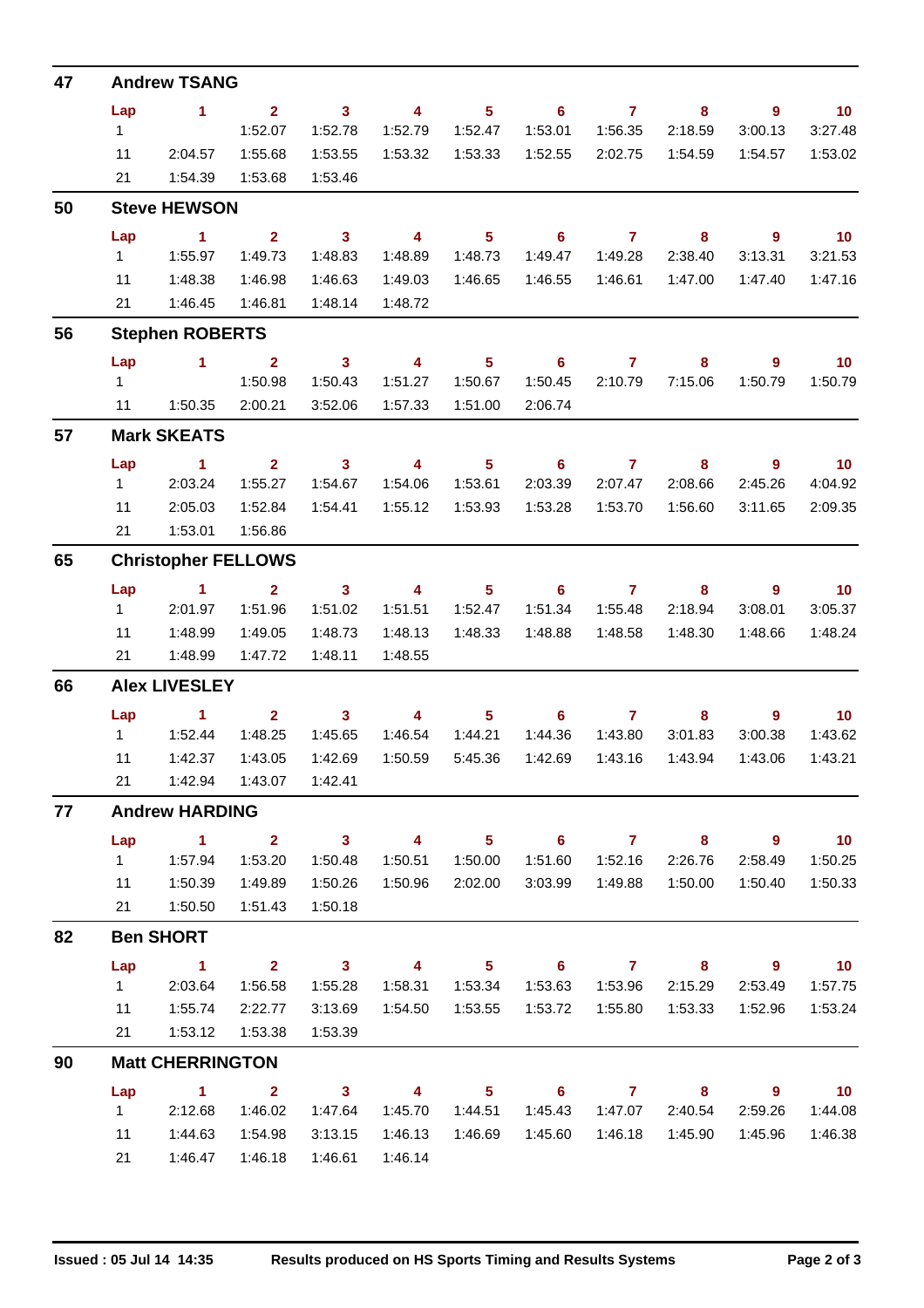## 47 Andrew TSANG

| Lap | 1 | 2 | 3 | 4 | 5 | 6 | 7 | 8 | 9 | 10 |
|---|---|---|---|---|---|---|---|---|---|---|
| 1 | | 1:52.07 | 1:52.78 | 1:52.79 | 1:52.47 | 1:53.01 | 1:56.35 | 2:18.59 | 3:00.13 | 3:27.48 |
| 11 | 2:04.57 | 1:55.68 | 1:53.55 | 1:53.32 | 1:53.33 | 1:52.55 | 2:02.75 | 1:54.59 | 1:54.57 | 1:53.02 |
| 21 | 1:54.39 | 1:53.68 | 1:53.46 | | | | | | | |

## 50 Steve HEWSON

| Lap | 1 | 2 | 3 | 4 | 5 | 6 | 7 | 8 | 9 | 10 |
|---|---|---|---|---|---|---|---|---|---|---|
| 1 | 1:55.97 | 1:49.73 | 1:48.83 | 1:48.89 | 1:48.73 | 1:49.47 | 1:49.28 | 2:38.40 | 3:13.31 | 3:21.53 |
| 11 | 1:48.38 | 1:46.98 | 1:46.63 | 1:49.03 | 1:46.65 | 1:46.55 | 1:46.61 | 1:47.00 | 1:47.40 | 1:47.16 |
| 21 | 1:46.45 | 1:46.81 | 1:48.14 | 1:48.72 | | | | | | |

## 56 Stephen ROBERTS

| Lap | 1 | 2 | 3 | 4 | 5 | 6 | 7 | 8 | 9 | 10 |
|---|---|---|---|---|---|---|---|---|---|---|
| 1 | | 1:50.98 | 1:50.43 | 1:51.27 | 1:50.67 | 1:50.45 | 2:10.79 | 7:15.06 | 1:50.79 | 1:50.79 |
| 11 | 1:50.35 | 2:00.21 | 3:52.06 | 1:57.33 | 1:51.00 | 2:06.74 | | | | |

## 57 Mark SKEATS

| Lap | 1 | 2 | 3 | 4 | 5 | 6 | 7 | 8 | 9 | 10 |
|---|---|---|---|---|---|---|---|---|---|---|
| 1 | 2:03.24 | 1:55.27 | 1:54.67 | 1:54.06 | 1:53.61 | 2:03.39 | 2:07.47 | 2:08.66 | 2:45.26 | 4:04.92 |
| 11 | 2:05.03 | 1:52.84 | 1:54.41 | 1:55.12 | 1:53.93 | 1:53.28 | 1:53.70 | 1:56.60 | 3:11.65 | 2:09.35 |
| 21 | 1:53.01 | 1:56.86 | | | | | | | | |

## 65 Christopher FELLOWS

| Lap | 1 | 2 | 3 | 4 | 5 | 6 | 7 | 8 | 9 | 10 |
|---|---|---|---|---|---|---|---|---|---|---|
| 1 | 2:01.97 | 1:51.96 | 1:51.02 | 1:51.51 | 1:52.47 | 1:51.34 | 1:55.48 | 2:18.94 | 3:08.01 | 3:05.37 |
| 11 | 1:48.99 | 1:49.05 | 1:48.73 | 1:48.13 | 1:48.33 | 1:48.88 | 1:48.58 | 1:48.30 | 1:48.66 | 1:48.24 |
| 21 | 1:48.99 | 1:47.72 | 1:48.11 | 1:48.55 | | | | | | |

## 66 Alex LIVESLEY

| Lap | 1 | 2 | 3 | 4 | 5 | 6 | 7 | 8 | 9 | 10 |
|---|---|---|---|---|---|---|---|---|---|---|
| 1 | 1:52.44 | 1:48.25 | 1:45.65 | 1:46.54 | 1:44.21 | 1:44.36 | 1:43.80 | 3:01.83 | 3:00.38 | 1:43.62 |
| 11 | 1:42.37 | 1:43.05 | 1:42.69 | 1:50.59 | 5:45.36 | 1:42.69 | 1:43.16 | 1:43.94 | 1:43.06 | 1:43.21 |
| 21 | 1:42.94 | 1:43.07 | 1:42.41 | | | | | | | |

## 77 Andrew HARDING

| Lap | 1 | 2 | 3 | 4 | 5 | 6 | 7 | 8 | 9 | 10 |
|---|---|---|---|---|---|---|---|---|---|---|
| 1 | 1:57.94 | 1:53.20 | 1:50.48 | 1:50.51 | 1:50.00 | 1:51.60 | 1:52.16 | 2:26.76 | 2:58.49 | 1:50.25 |
| 11 | 1:50.39 | 1:49.89 | 1:50.26 | 1:50.96 | 2:02.00 | 3:03.99 | 1:49.88 | 1:50.00 | 1:50.40 | 1:50.33 |
| 21 | 1:50.50 | 1:51.43 | 1:50.18 | | | | | | | |

## 82 Ben SHORT

| Lap | 1 | 2 | 3 | 4 | 5 | 6 | 7 | 8 | 9 | 10 |
|---|---|---|---|---|---|---|---|---|---|---|
| 1 | 2:03.64 | 1:56.58 | 1:55.28 | 1:58.31 | 1:53.34 | 1:53.63 | 1:53.96 | 2:15.29 | 2:53.49 | 1:57.75 |
| 11 | 1:55.74 | 2:22.77 | 3:13.69 | 1:54.50 | 1:53.55 | 1:53.72 | 1:55.80 | 1:53.33 | 1:52.96 | 1:53.24 |
| 21 | 1:53.12 | 1:53.38 | 1:53.39 | | | | | | | |

## 90 Matt CHERRINGTON

| Lap | 1 | 2 | 3 | 4 | 5 | 6 | 7 | 8 | 9 | 10 |
|---|---|---|---|---|---|---|---|---|---|---|
| 1 | 2:12.68 | 1:46.02 | 1:47.64 | 1:45.70 | 1:44.51 | 1:45.43 | 1:47.07 | 2:40.54 | 2:59.26 | 1:44.08 |
| 11 | 1:44.63 | 1:54.98 | 3:13.15 | 1:46.13 | 1:46.69 | 1:45.60 | 1:46.18 | 1:45.90 | 1:45.96 | 1:46.38 |
| 21 | 1:46.47 | 1:46.18 | 1:46.61 | 1:46.14 | | | | | | |

**Issued : 05 Jul 14 14:35** **Results produced on HS Sports Timing and Results Systems**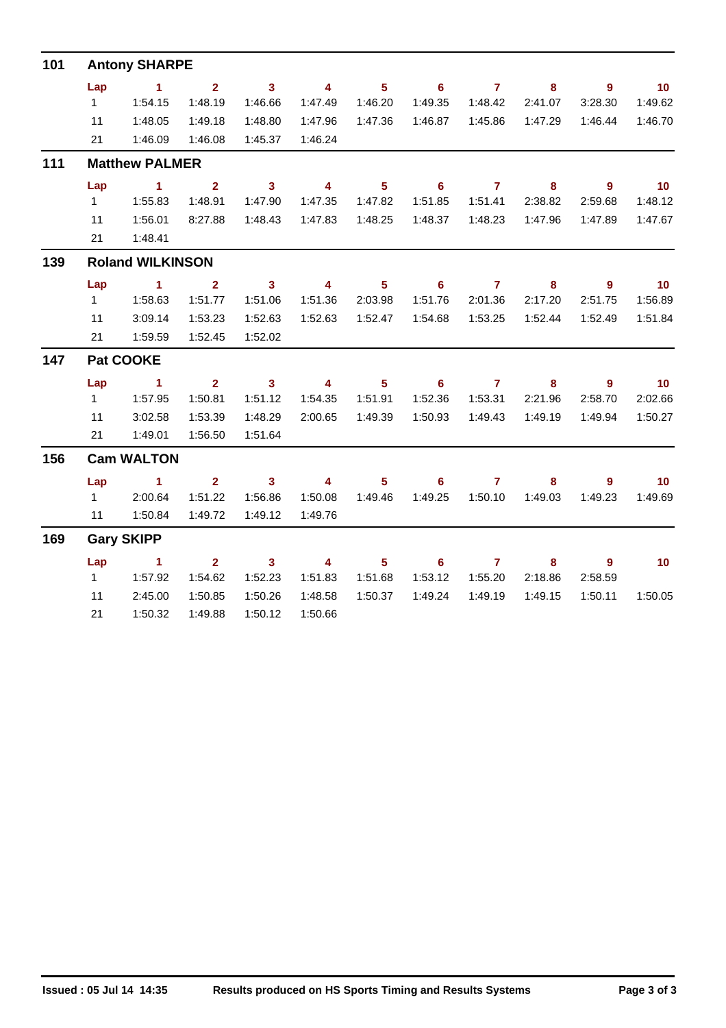## 101 Antony SHARPE

| Lap | 1 | 2 | 3 | 4 | 5 | 6 | 7 | 8 | 9 | 10 |
|---|---|---|---|---|---|---|---|---|---|---|
| 1 | 1:54.15 | 1:48.19 | 1:46.66 | 1:47.49 | 1:46.20 | 1:49.35 | 1:48.42 | 2:41.07 | 3:28.30 | 1:49.62 |
| 11 | 1:48.05 | 1:49.18 | 1:48.80 | 1:47.96 | 1:47.36 | 1:46.87 | 1:45.86 | 1:47.29 | 1:46.44 | 1:46.70 |
| 21 | 1:46.09 | 1:46.08 | 1:45.37 | 1:46.24 | | | | | | |

## 111 Matthew PALMER

| Lap | 1 | 2 | 3 | 4 | 5 | 6 | 7 | 8 | 9 | 10 |
|---|---|---|---|---|---|---|---|---|---|---|
| 1 | 1:55.83 | 1:48.91 | 1:47.90 | 1:47.35 | 1:47.82 | 1:51.85 | 1:51.41 | 2:38.82 | 2:59.68 | 1:48.12 |
| 11 | 1:56.01 | 8:27.88 | 1:48.43 | 1:47.83 | 1:48.25 | 1:48.37 | 1:48.23 | 1:47.96 | 1:47.89 | 1:47.67 |
| 21 | 1:48.41 | | | | | | | | | |

## 139 Roland WILKINSON

| Lap | 1 | 2 | 3 | 4 | 5 | 6 | 7 | 8 | 9 | 10 |
|---|---|---|---|---|---|---|---|---|---|---|
| 1 | 1:58.63 | 1:51.77 | 1:51.06 | 1:51.36 | 2:03.98 | 1:51.76 | 2:01.36 | 2:17.20 | 2:51.75 | 1:56.89 |
| 11 | 3:09.14 | 1:53.23 | 1:52.63 | 1:52.63 | 1:52.47 | 1:54.68 | 1:53.25 | 1:52.44 | 1:52.49 | 1:51.84 |
| 21 | 1:59.59 | 1:52.45 | 1:52.02 | | | | | | | |

## 147 Pat COOKE

| Lap | 1 | 2 | 3 | 4 | 5 | 6 | 7 | 8 | 9 | 10 |
|---|---|---|---|---|---|---|---|---|---|---|
| 1 | 1:57.95 | 1:50.81 | 1:51.12 | 1:54.35 | 1:51.91 | 1:52.36 | 1:53.31 | 2:21.96 | 2:58.70 | 2:02.66 |
| 11 | 3:02.58 | 1:53.39 | 1:48.29 | 2:00.65 | 1:49.39 | 1:50.93 | 1:49.43 | 1:49.19 | 1:49.94 | 1:50.27 |
| 21 | 1:49.01 | 1:56.50 | 1:51.64 | | | | | | | |

## 156 Cam WALTON

| Lap | 1 | 2 | 3 | 4 | 5 | 6 | 7 | 8 | 9 | 10 |
|---|---|---|---|---|---|---|---|---|---|---|
| 1 | 2:00.64 | 1:51.22 | 1:56.86 | 1:50.08 | 1:49.46 | 1:49.25 | 1:50.10 | 1:49.03 | 1:49.23 | 1:49.69 |
| 11 | 1:50.84 | 1:49.72 | 1:49.12 | 1:49.76 | | | | | | |

## 169 Gary SKIPP

| Lap | 1 | 2 | 3 | 4 | 5 | 6 | 7 | 8 | 9 | 10 |
|---|---|---|---|---|---|---|---|---|---|---|
| 1 | 1:57.92 | 1:54.62 | 1:52.23 | 1:51.83 | 1:51.68 | 1:53.12 | 1:55.20 | 2:18.86 | 2:58.59 | |
| 11 | 2:45.00 | 1:50.85 | 1:50.26 | 1:48.58 | 1:50.37 | 1:49.24 | 1:49.19 | 1:49.15 | 1:50.11 | 1:50.05 |
| 21 | 1:50.32 | 1:49.88 | 1:50.12 | 1:50.66 | | | | | | |